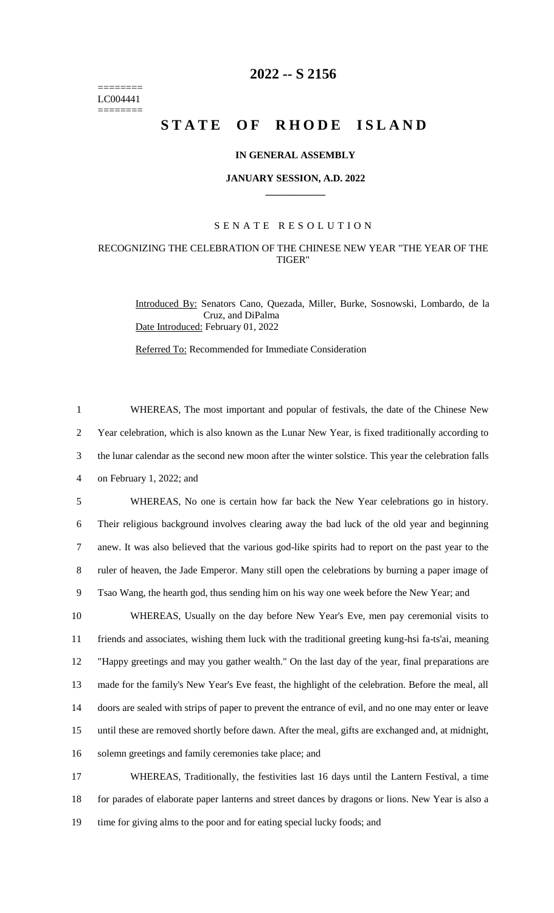========
LC004441
========

# 2022 -- S 2156

# STATE OF RHODE ISLAND

**IN GENERAL ASSEMBLY**

**JANUARY SESSION, A.D. 2022**

SENATE RESOLUTION

RECOGNIZING THE CELEBRATION OF THE CHINESE NEW YEAR "THE YEAR OF THE TIGER"

Introduced By: Senators Cano, Quezada, Miller, Burke, Sosnowski, Lombardo, de la Cruz, and DiPalma

Date Introduced: February 01, 2022

Referred To: Recommended for Immediate Consideration

1 WHEREAS, The most important and popular of festivals, the date of the Chinese New
2 Year celebration, which is also known as the Lunar New Year, is fixed traditionally according to
3 the lunar calendar as the second new moon after the winter solstice. This year the celebration falls
4 on February 1, 2022; and

5 WHEREAS, No one is certain how far back the New Year celebrations go in history.
6 Their religious background involves clearing away the bad luck of the old year and beginning
7 anew. It was also believed that the various god-like spirits had to report on the past year to the
8 ruler of heaven, the Jade Emperor. Many still open the celebrations by burning a paper image of
9 Tsao Wang, the hearth god, thus sending him on his way one week before the New Year; and

10 WHEREAS, Usually on the day before New Year's Eve, men pay ceremonial visits to
11 friends and associates, wishing them luck with the traditional greeting kung-hsi fa-ts'ai, meaning
12 "Happy greetings and may you gather wealth." On the last day of the year, final preparations are
13 made for the family's New Year's Eve feast, the highlight of the celebration. Before the meal, all
14 doors are sealed with strips of paper to prevent the entrance of evil, and no one may enter or leave
15 until these are removed shortly before dawn. After the meal, gifts are exchanged and, at midnight,
16 solemn greetings and family ceremonies take place; and

17 WHEREAS, Traditionally, the festivities last 16 days until the Lantern Festival, a time
18 for parades of elaborate paper lanterns and street dances by dragons or lions. New Year is also a
19 time for giving alms to the poor and for eating special lucky foods; and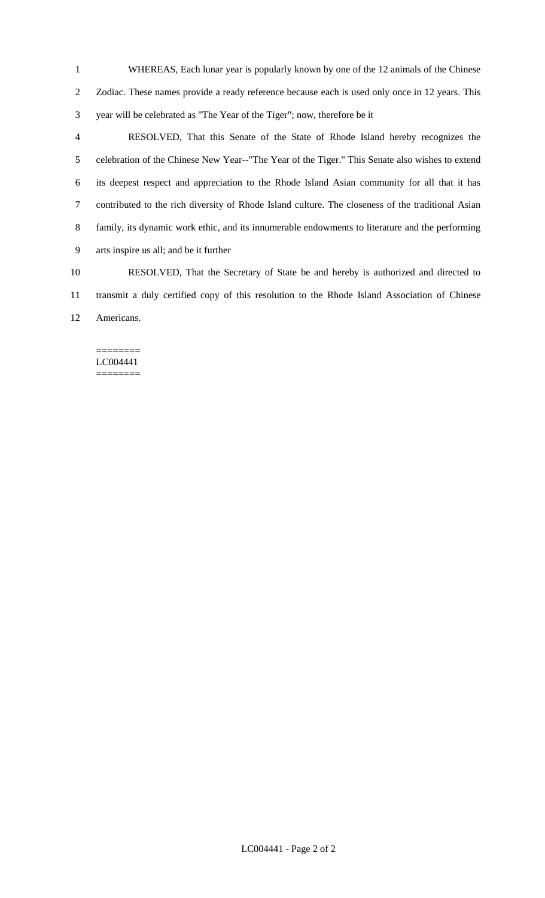WHEREAS, Each lunar year is popularly known by one of the 12 animals of the Chinese Zodiac. These names provide a ready reference because each is used only once in 12 years. This year will be celebrated as "The Year of the Tiger"; now, therefore be it

RESOLVED, That this Senate of the State of Rhode Island hereby recognizes the celebration of the Chinese New Year--"The Year of the Tiger." This Senate also wishes to extend its deepest respect and appreciation to the Rhode Island Asian community for all that it has contributed to the rich diversity of Rhode Island culture. The closeness of the traditional Asian family, its dynamic work ethic, and its innumerable endowments to literature and the performing arts inspire us all; and be it further

RESOLVED, That the Secretary of State be and hereby is authorized and directed to transmit a duly certified copy of this resolution to the Rhode Island Association of Chinese Americans.

========
LC004441
========